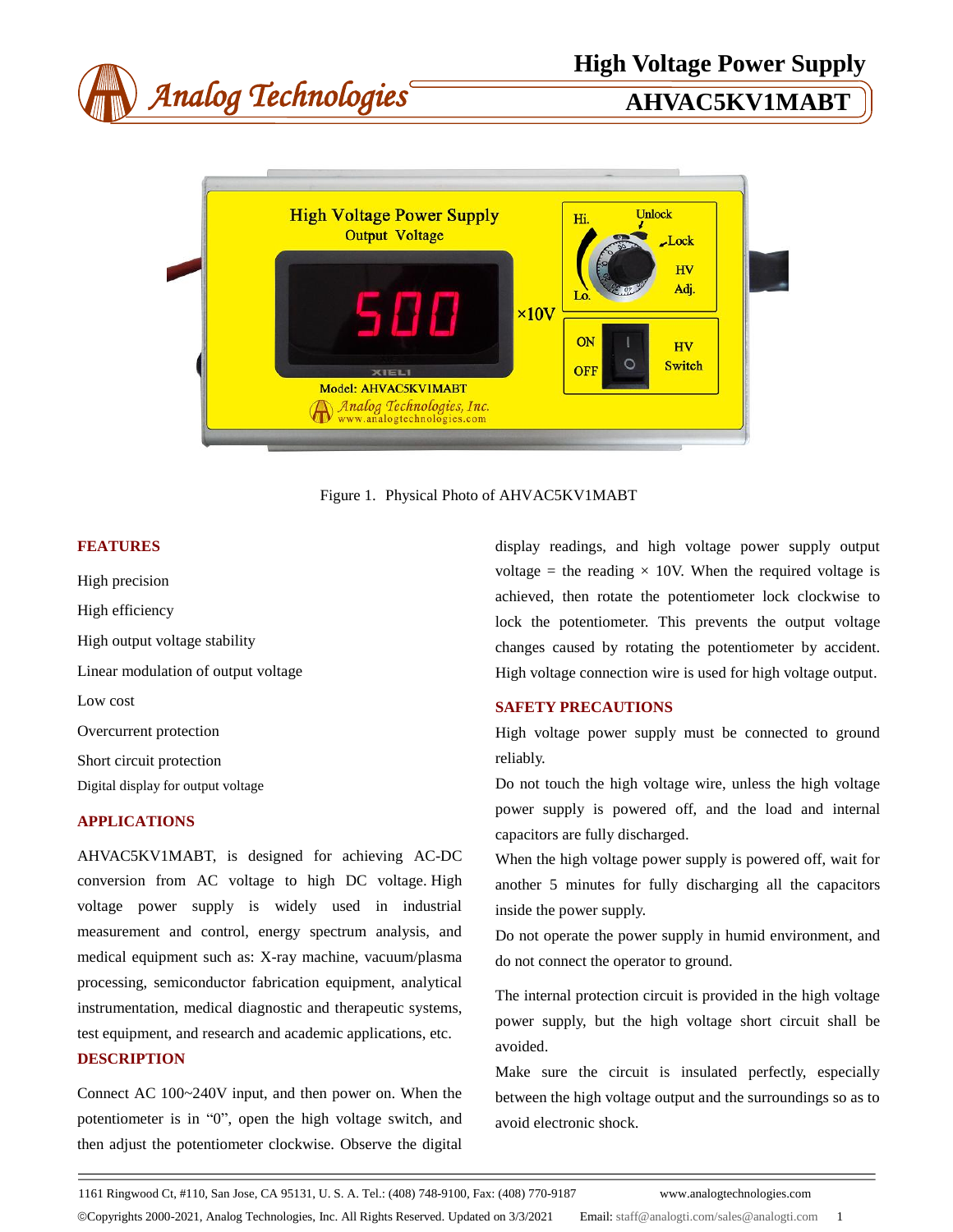# High Voltage Power Supply

## AHVAC5KV1MABT

Figure 1. Physical Photo of AHVAC5KV1MABT

## FEATURES

High precision

High efficiency

High output voltage stability

Linear modulation of output voltage

Low cost

Overcurrent protection

Short circuit protection

Digital display for output voltage

## APPLICATIONS

AHVAC5KV1MABT, is designed for achieving AC-DC conversion from AC voltage to high DC voltage. High voltage power supply is widely used in industrial measurement and control, energy spectrum analysis, and medical equipment such as: X-ray machine, vacuum/plasma processing, semiconductor fabrication equipment, analytical instrumentation, medical diagnostic and therapeutic systems, test equipment, and research and academic applications, etc.

## DESCRIPTION

Connect AC 100~240V input, and then power on. When the potentiometer is in "0", open the high voltage switch, and then adjust the potentiometer clockwise. Observe the digital display readings, and high voltage power supply output voltage = the reading × 10V. When the required voltage is achieved, then rotate the potentiometer lock clockwise to lock the potentiometer. This prevents the output voltage changes caused by rotating the potentiometer by accident. High voltage connection wire is used for high voltage output.

## SAFETY PRECAUTIONS

High voltage power supply must be connected to ground reliably.

Do not touch the high voltage wire, unless the high voltage power supply is powered off, and the load and internal capacitors are fully discharged.

When the high voltage power supply is powered off, wait for another 5 minutes for fully discharging all the capacitors inside the power supply.

Do not operate the power supply in humid environment, and do not connect the operator to ground.

The internal protection circuit is provided in the high voltage power supply, but the high voltage short circuit shall be avoided.

Make sure the circuit is insulated perfectly, especially between the high voltage output and the surroundings so as to avoid electronic shock.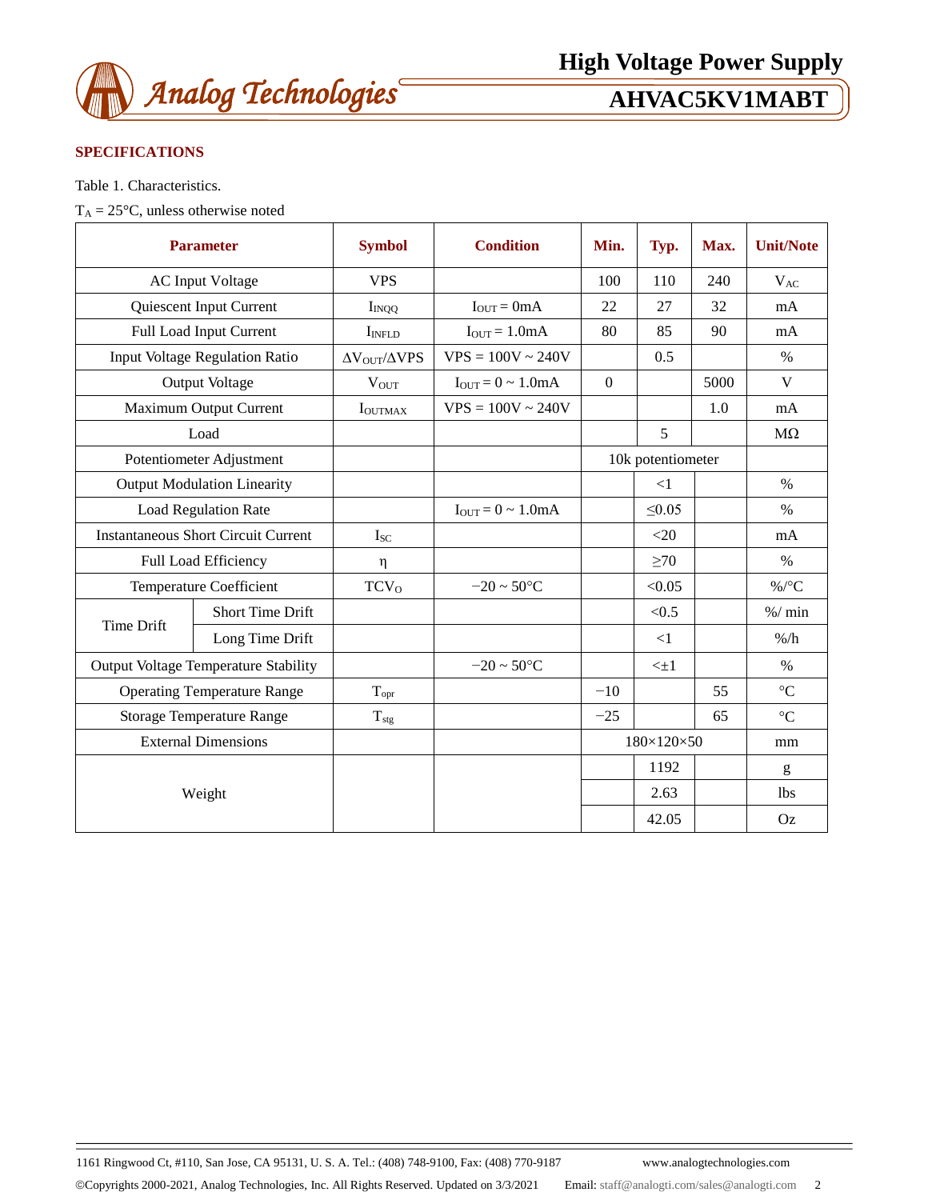## SPECIFICATIONS

Table 1. Characteristics.

$T_A$ = 25°C, unless otherwise noted

| Parameter | | Symbol | Condition | Min. | Typ. | Max. | Unit/Note |
|---|---|---|---|---|---|---|---|
| AC Input Voltage | | VPS | | 100 | 110 | 240 | $V_{AC}$ |
| Quiescent Input Current | | $I_{INQQ}$ | $I_{OUT}$ = 0mA | 22 | 27 | 32 | mA |
| Full Load Input Current | | $I_{INFLD}$ | $I_{OUT}$ = 1.0mA | 80 | 85 | 90 | mA |
| Input Voltage Regulation Ratio | | $\Delta V_{OUT}/\Delta VPS$ | VPS = 100V ~ 240V | | 0.5 | | % |
| Output Voltage | | $V_{OUT}$ | $I_{OUT}$ = 0 ~ 1.0mA | 0 | | 5000 | V |
| Maximum Output Current | | $I_{OUTMAX}$ | VPS = 100V ~ 240V | | | 1.0 | mA |
| Load | | | | | 5 | | MΩ |
| Potentiometer Adjustment | | | | 10k potentiometer | | | |
| Output Modulation Linearity | | | | | <1 | | % |
| Load Regulation Rate | | | $I_{OUT}$ = 0 ~ 1.0mA | | ≤0.05 | | % |
| Instantaneous Short Circuit Current | | $I_{SC}$ | | | <20 | | mA |
| Full Load Efficiency | | η | | | ≥70 | | % |
| Temperature Coefficient | | $TCV_O$ | −20 ~ 50°C | | <0.05 | | %/°C |
| Time Drift | Short Time Drift | | | | <0.5 | | %/ min |
| | Long Time Drift | | | | <1 | | %/h |
| Output Voltage Temperature Stability | | | −20 ~ 50°C | | <±1 | | % |
| Operating Temperature Range | | $T_{opr}$ | | −10 | | 55 | °C |
| Storage Temperature Range | | $T_{stg}$ | | −25 | | 65 | °C |
| External Dimensions | | | | 180×120×50 | | | mm |
| Weight | | | | | 1192 | | g |
| | | | | | 2.63 | | lbs |
| | | | | | 42.05 | | Oz |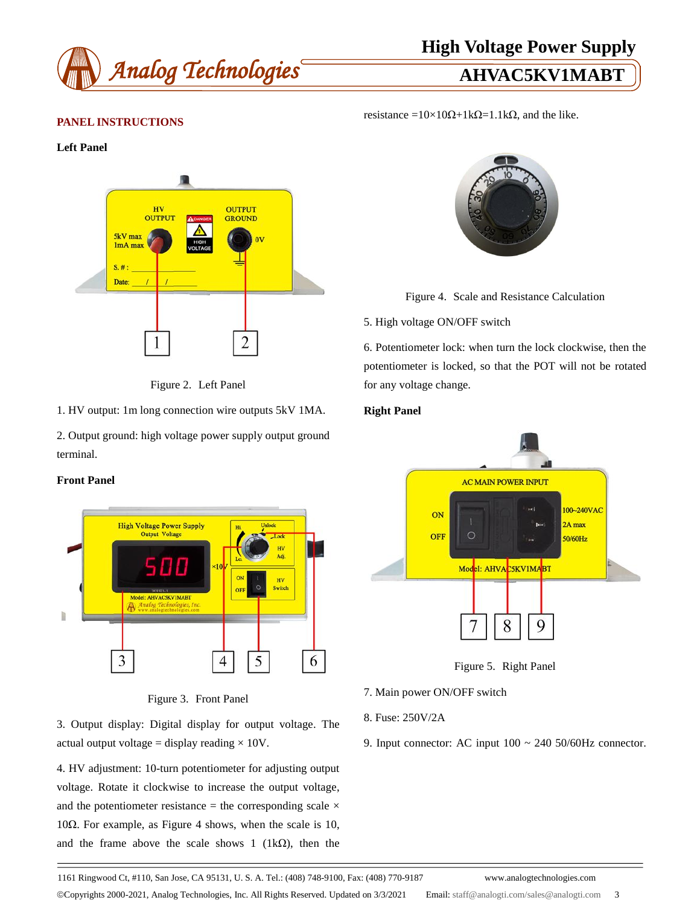## PANEL INSTRUCTIONS

### Left Panel

Figure 2. Left Panel

1. HV output: 1m long connection wire outputs 5kV 1MA.

2. Output ground: high voltage power supply output ground terminal.

### Front Panel

Figure 3. Front Panel

3. Output display: Digital display for output voltage. The actual output voltage = display reading × 10V.

4. HV adjustment: 10-turn potentiometer for adjusting output voltage. Rotate it clockwise to increase the output voltage, and the potentiometer resistance = the corresponding scale × 10Ω. For example, as Figure 4 shows, when the scale is 10, and the frame above the scale shows 1 (1kΩ), then the resistance =10×10Ω+1kΩ=1.1kΩ, and the like.

Figure 4. Scale and Resistance Calculation

5. High voltage ON/OFF switch

6. Potentiometer lock: when turn the lock clockwise, then the potentiometer is locked, so that the POT will not be rotated for any voltage change.

### Right Panel

Figure 5. Right Panel

7. Main power ON/OFF switch

8. Fuse: 250V/2A

9. Input connector: AC input 100 ~ 240 50/60Hz connector.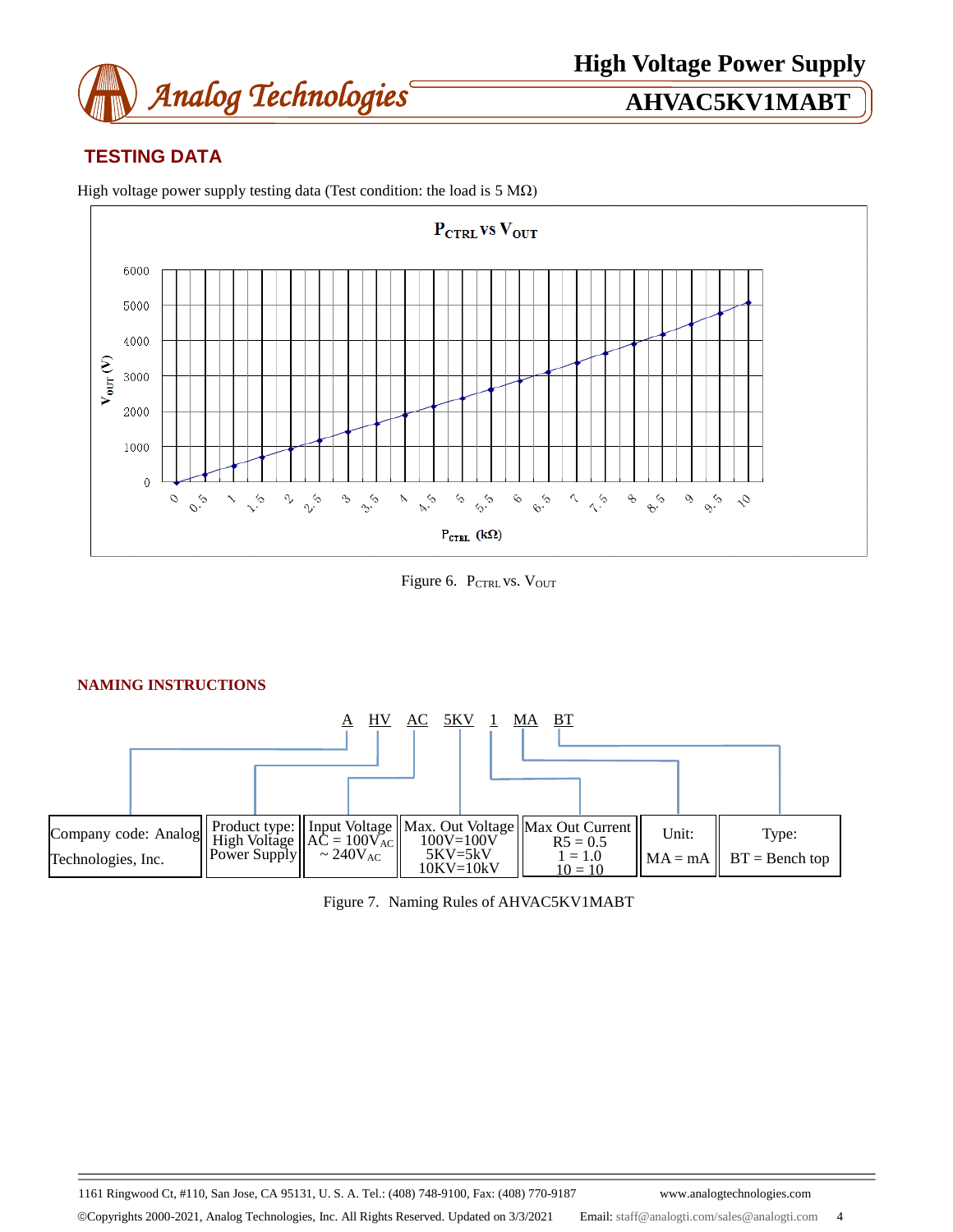## TESTING DATA

High voltage power supply testing data (Test condition: the load is 5 MΩ)

Figure 6. $P_{CTRL}$ vs. $V_{OUT}$

### NAMING INSTRUCTIONS

A HV AC 5KV 1 MA BT

| Company code: Analog Technologies, Inc. | Product type: High Voltage Power Supply | Input Voltage AC = $100V_{AC}$ ~ $240V_{AC}$ | Max. Out Voltage 100V=100V 5KV=5kV 10KV=10kV | Max Out Current R5 = 0.5 1 = 1.0 10 = 10 | Unit: MA = mA | Type: BT = Bench top |
|---|---|---|---|---|---|---|

Figure 7. Naming Rules of AHVAC5KV1MABT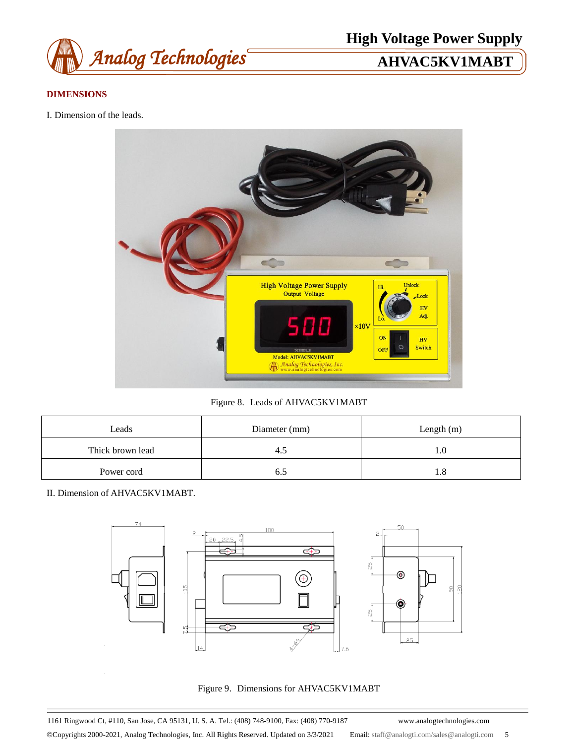## DIMENSIONS

I. Dimension of the leads.

Figure 8. Leads of AHVAC5KV1MABT

| Leads | Diameter (mm) | Length (m) |
|---|---|---|
| Thick brown lead | 4.5 | 1.0 |
| Power cord | 6.5 | 1.8 |

II. Dimension of AHVAC5KV1MABT.

Figure 9. Dimensions for AHVAC5KV1MABT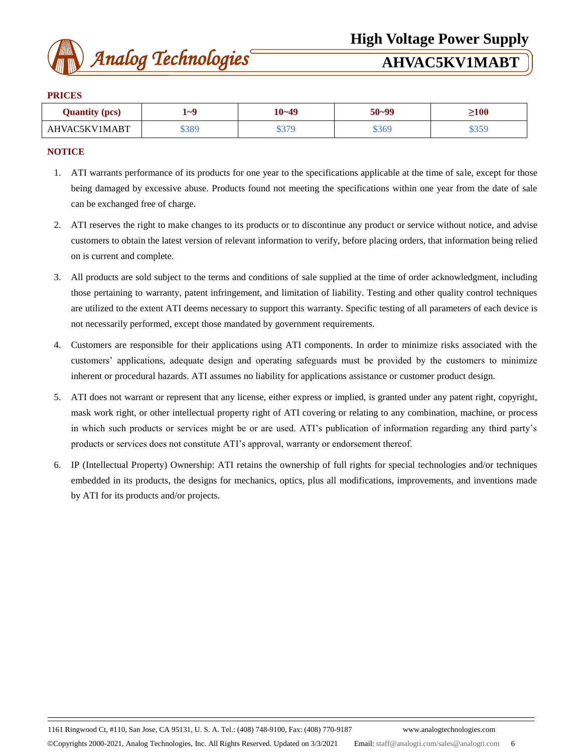## PRICES

| Quantity (pcs) | 1~9 | 10~49 | 50~99 | ≥100 |
|---|---|---|---|---|
| AHVAC5KV1MABT | $389 | $379 | $369 | $359 |

## NOTICE

1. ATI warrants performance of its products for one year to the specifications applicable at the time of sale, except for those being damaged by excessive abuse. Products found not meeting the specifications within one year from the date of sale can be exchanged free of charge.
2. ATI reserves the right to make changes to its products or to discontinue any product or service without notice, and advise customers to obtain the latest version of relevant information to verify, before placing orders, that information being relied on is current and complete.
3. All products are sold subject to the terms and conditions of sale supplied at the time of order acknowledgment, including those pertaining to warranty, patent infringement, and limitation of liability. Testing and other quality control techniques are utilized to the extent ATI deems necessary to support this warranty. Specific testing of all parameters of each device is not necessarily performed, except those mandated by government requirements.
4. Customers are responsible for their applications using ATI components. In order to minimize risks associated with the customers' applications, adequate design and operating safeguards must be provided by the customers to minimize inherent or procedural hazards. ATI assumes no liability for applications assistance or customer product design.
5. ATI does not warrant or represent that any license, either express or implied, is granted under any patent right, copyright, mask work right, or other intellectual property right of ATI covering or relating to any combination, machine, or process in which such products or services might be or are used. ATI's publication of information regarding any third party's products or services does not constitute ATI's approval, warranty or endorsement thereof.
6. IP (Intellectual Property) Ownership: ATI retains the ownership of full rights for special technologies and/or techniques embedded in its products, the designs for mechanics, optics, plus all modifications, improvements, and inventions made by ATI for its products and/or projects.